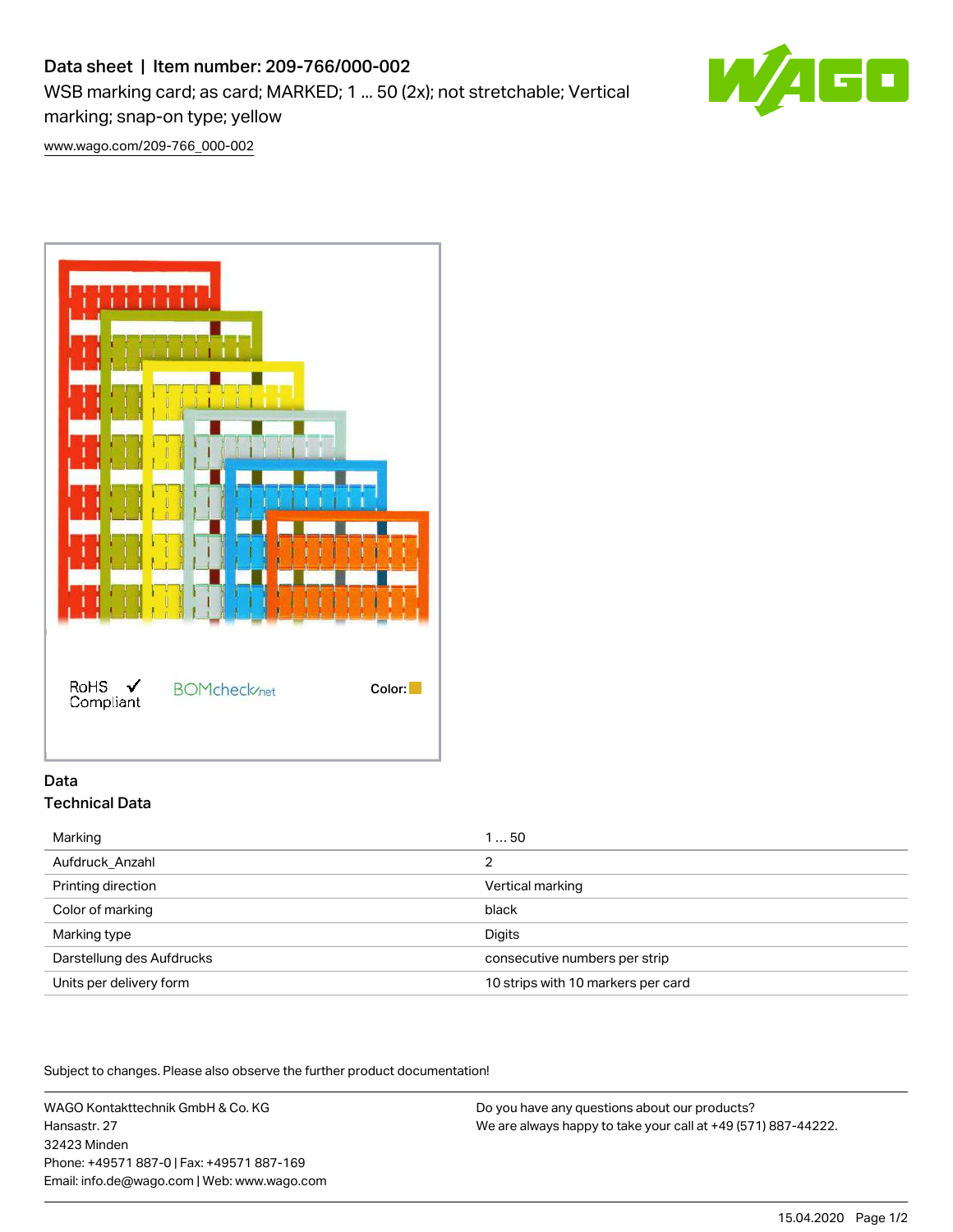# Data sheet | Item number: 209-766/000-002

WSB marking card; as card; MARKED; 1 ... 50 (2x); not stretchable; Vertical marking; snap-on type; yellow

www.wago.com/209-766_000-002

RoHS ✓ Compliant

BOMcheck.net

Color:

## Data

### Technical Data

| | |
|---|---|
| Marking | 1 … 50 |
| Aufdruck_Anzahl | 2 |
| Printing direction | Vertical marking |
| Color of marking | black |
| Marking type | Digits |
| Darstellung des Aufdrucks | consecutive numbers per strip |
| Units per delivery form | 10 strips with 10 markers per card |

Subject to changes. Please also observe the further product documentation!

WAGO Kontakttechnik GmbH & Co. KG
Hansastr. 27
32423 Minden
Phone: +49571 887-0 | Fax: +49571 887-169
Email: info.de@wago.com | Web: www.wago.com

Do you have any questions about our products?
We are always happy to take your call at +49 (571) 887-44222.

15.04.2020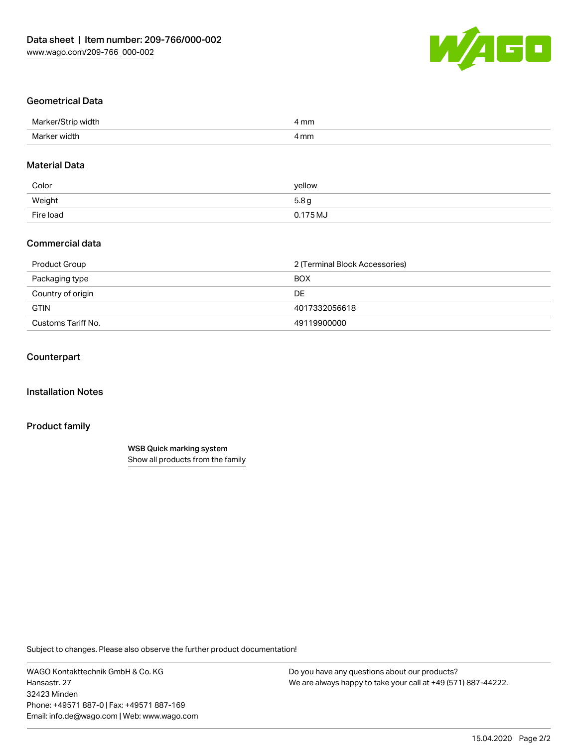## Geometrical Data

| | |
|---|---|
| Marker/Strip width | 4 mm |
| Marker width | 4 mm |

## Material Data

| | |
|---|---|
| Color | yellow |
| Weight | 5.8 g |
| Fire load | 0.175 MJ |

## Commercial data

| | |
|---|---|
| Product Group | 2 (Terminal Block Accessories) |
| Packaging type | BOX |
| Country of origin | DE |
| GTIN | 4017332056618 |
| Customs Tariff No. | 49119900000 |

## Counterpart

## Installation Notes

## Product family

WSB Quick marking system
Show all products from the family

Subject to changes. Please also observe the further product documentation!

WAGO Kontakttechnik GmbH & Co. KG
Hansastr. 27
32423 Minden
Phone: +49571 887-0 | Fax: +49571 887-169
Email: info.de@wago.com | Web: www.wago.com

Do you have any questions about our products?
We are always happy to take your call at +49 (571) 887-44222.